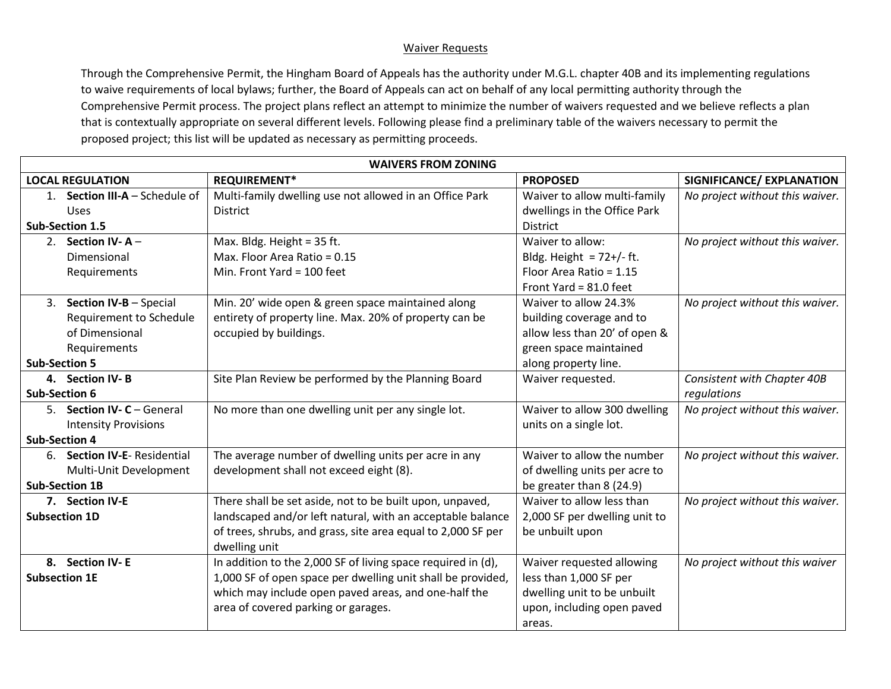## Waiver Requests

Through the Comprehensive Permit, the Hingham Board of Appeals has the authority under M.G.L. chapter 40B and its implementing regulations to waive requirements of local bylaws; further, the Board of Appeals can act on behalf of any local permitting authority through the Comprehensive Permit process. The project plans reflect an attempt to minimize the number of waivers requested and we believe reflects a plan that is contextually appropriate on several different levels. Following please find a preliminary table of the waivers necessary to permit the proposed project; this list will be updated as necessary as permitting proceeds.

| **WAIVERS FROM ZONING** | | | |
|---|---|---|---|
| **LOCAL REGULATION** | **REQUIREMENT*** | **PROPOSED** | **SIGNIFICANCE/ EXPLANATION** |
| 1. **Section III-A** – Schedule of Uses<br>**Sub-Section 1.5** | Multi-family dwelling use not allowed in an Office Park District | Waiver to allow multi-family dwellings in the Office Park District | *No project without this waiver.* |
| 2. **Section IV- A** – Dimensional Requirements | Max. Bldg. Height = 35 ft.<br>Max. Floor Area Ratio = 0.15<br>Min. Front Yard = 100 feet | Waiver to allow:<br>Bldg. Height = 72+/- ft.<br>Floor Area Ratio = 1.15<br>Front Yard = 81.0 feet | *No project without this waiver.* |
| 3. **Section IV-B** – Special Requirement to Schedule of Dimensional Requirements<br>**Sub-Section 5** | Min. 20' wide open & green space maintained along entirety of property line. Max. 20% of property can be occupied by buildings. | Waiver to allow 24.3% building coverage and to allow less than 20' of open & green space maintained along property line. | *No project without this waiver.* |
| **4. Section IV- B**<br>**Sub-Section 6** | Site Plan Review be performed by the Planning Board | Waiver requested. | *Consistent with Chapter 40B regulations* |
| 5. **Section IV- C** – General Intensity Provisions<br>**Sub-Section 4** | No more than one dwelling unit per any single lot. | Waiver to allow 300 dwelling units on a single lot. | *No project without this waiver.* |
| 6. **Section IV-E**- Residential Multi-Unit Development<br>**Sub-Section 1B** | The average number of dwelling units per acre in any development shall not exceed eight (8). | Waiver to allow the number of dwelling units per acre to be greater than 8 (24.9) | *No project without this waiver.* |
| **7. Section IV-E**<br>**Subsection 1D** | There shall be set aside, not to be built upon, unpaved, landscaped and/or left natural, with an acceptable balance of trees, shrubs, and grass, site area equal to 2,000 SF per dwelling unit | Waiver to allow less than 2,000 SF per dwelling unit to be unbuilt upon | *No project without this waiver.* |
| **8. Section IV- E**<br>**Subsection 1E** | In addition to the 2,000 SF of living space required in (d), 1,000 SF of open space per dwelling unit shall be provided, which may include open paved areas, and one-half the area of covered parking or garages. | Waiver requested allowing less than 1,000 SF per dwelling unit to be unbuilt upon, including open paved areas. | *No project without this waiver* |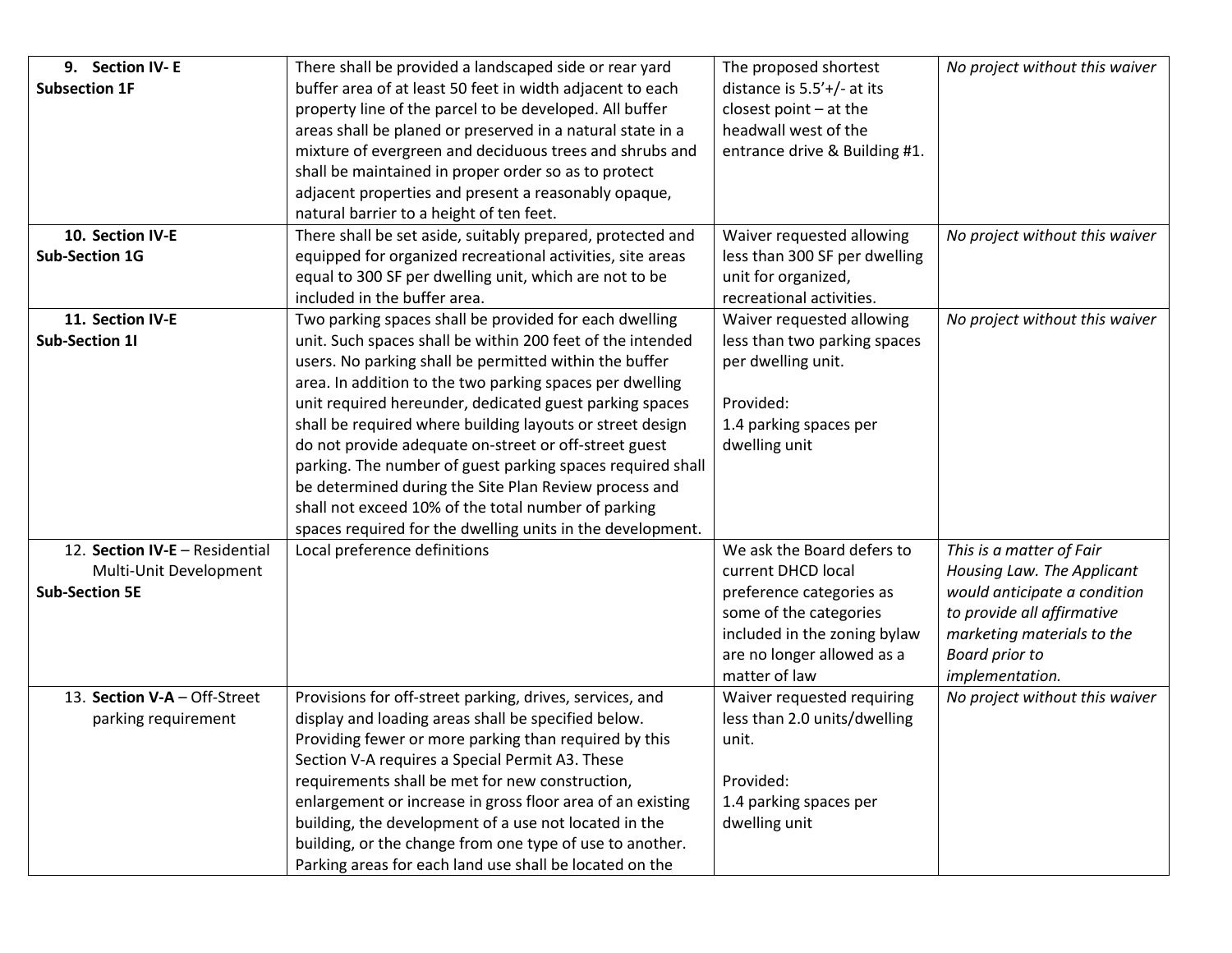| | | | |
|---|---|---|---|
| **9. Section IV- E Subsection 1F** | There shall be provided a landscaped side or rear yard buffer area of at least 50 feet in width adjacent to each property line of the parcel to be developed. All buffer areas shall be planed or preserved in a natural state in a mixture of evergreen and deciduous trees and shrubs and shall be maintained in proper order so as to protect adjacent properties and present a reasonably opaque, natural barrier to a height of ten feet. | The proposed shortest distance is 5.5'+/- at its closest point – at the headwall west of the entrance drive & Building #1. | *No project without this waiver* |
| **10. Section IV-E Sub-Section 1G** | There shall be set aside, suitably prepared, protected and equipped for organized recreational activities, site areas equal to 300 SF per dwelling unit, which are not to be included in the buffer area. | Waiver requested allowing less than 300 SF per dwelling unit for organized, recreational activities. | *No project without this waiver* |
| **11. Section IV-E Sub-Section 1I** | Two parking spaces shall be provided for each dwelling unit. Such spaces shall be within 200 feet of the intended users. No parking shall be permitted within the buffer area. In addition to the two parking spaces per dwelling unit required hereunder, dedicated guest parking spaces shall be required where building layouts or street design do not provide adequate on-street or off-street guest parking. The number of guest parking spaces required shall be determined during the Site Plan Review process and shall not exceed 10% of the total number of parking spaces required for the dwelling units in the development. | Waiver requested allowing less than two parking spaces per dwelling unit.<br><br>Provided:<br>1.4 parking spaces per dwelling unit | *No project without this waiver* |
| 12. **Section IV-E** – Residential Multi-Unit Development **Sub-Section 5E** | Local preference definitions | We ask the Board defers to current DHCD local preference categories as some of the categories included in the zoning bylaw are no longer allowed as a matter of law | *This is a matter of Fair Housing Law. The Applicant would anticipate a condition to provide all affirmative marketing materials to the Board prior to implementation.* |
| 13. **Section V-A** – Off-Street parking requirement | Provisions for off-street parking, drives, services, and display and loading areas shall be specified below. Providing fewer or more parking than required by this Section V-A requires a Special Permit A3. These requirements shall be met for new construction, enlargement or increase in gross floor area of an existing building, the development of a use not located in the building, or the change from one type of use to another. Parking areas for each land use shall be located on the | Waiver requested requiring less than 2.0 units/dwelling unit.<br><br>Provided:<br>1.4 parking spaces per dwelling unit | *No project without this waiver* |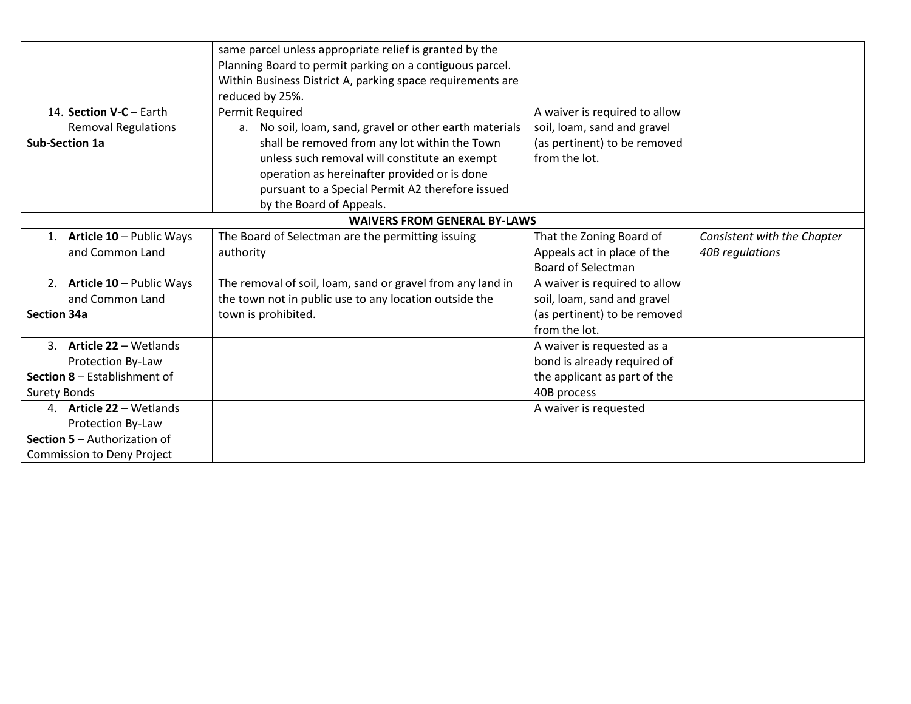| | | | |
|---|---|---|---|
| | same parcel unless appropriate relief is granted by the Planning Board to permit parking on a contiguous parcel. Within Business District A, parking space requirements are reduced by 25%. | | |
| 14. **Section V-C** – Earth Removal Regulations<br>**Sub-Section 1a** | Permit Required<br>a. No soil, loam, sand, gravel or other earth materials shall be removed from any lot within the Town unless such removal will constitute an exempt operation as hereinafter provided or is done pursuant to a Special Permit A2 therefore issued by the Board of Appeals. | A waiver is required to allow soil, loam, sand and gravel (as pertinent) to be removed from the lot. | |
| **WAIVERS FROM GENERAL BY-LAWS** | | | |
| 1. **Article 10** – Public Ways and Common Land | The Board of Selectman are the permitting issuing authority | That the Zoning Board of Appeals act in place of the Board of Selectman | *Consistent with the Chapter 40B regulations* |
| 2. **Article 10** – Public Ways and Common Land<br>**Section 34a** | The removal of soil, loam, sand or gravel from any land in the town not in public use to any location outside the town is prohibited. | A waiver is required to allow soil, loam, sand and gravel (as pertinent) to be removed from the lot. | |
| 3. **Article 22** – Wetlands Protection By-Law<br>**Section 8** – Establishment of Surety Bonds | | A waiver is requested as a bond is already required of the applicant as part of the 40B process | |
| 4. **Article 22** – Wetlands Protection By-Law<br>**Section 5** – Authorization of Commission to Deny Project | | A waiver is requested | |